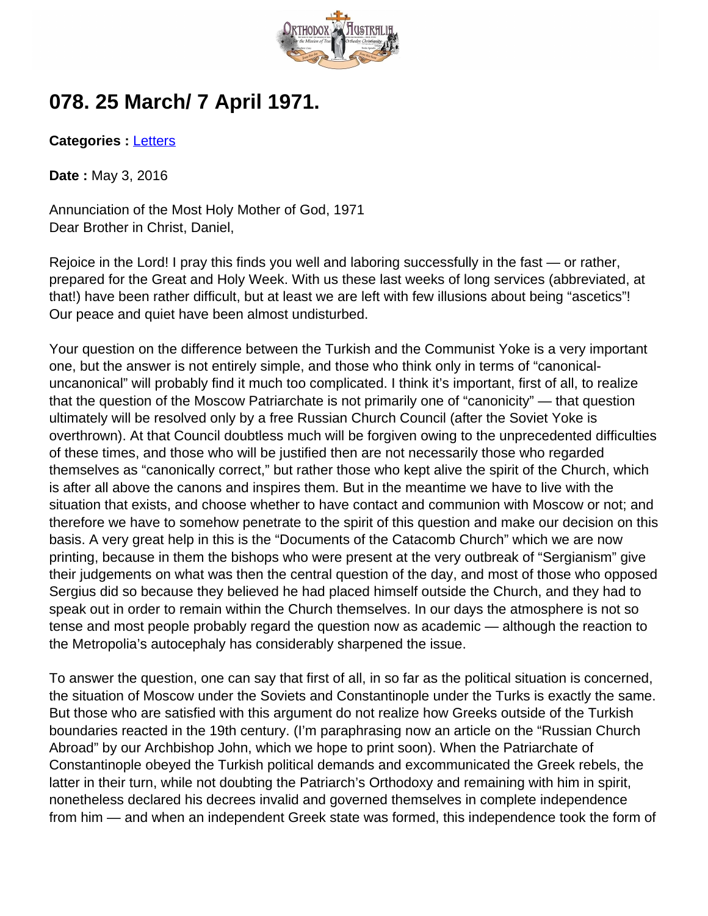# 078. 25 March/ 7 April 1971.

**Categories :** Letters

**Date :** May 3, 2016

Annunciation of the Most Holy Mother of God, 1971
Dear Brother in Christ, Daniel,

Rejoice in the Lord! I pray this finds you well and laboring successfully in the fast — or rather, prepared for the Great and Holy Week. With us these last weeks of long services (abbreviated, at that!) have been rather difficult, but at least we are left with few illusions about being "ascetics"! Our peace and quiet have been almost undisturbed.

Your question on the difference between the Turkish and the Communist Yoke is a very important one, but the answer is not entirely simple, and those who think only in terms of "canonical-uncanonical" will probably find it much too complicated. I think it's important, first of all, to realize that the question of the Moscow Patriarchate is not primarily one of "canonicity" — that question ultimately will be resolved only by a free Russian Church Council (after the Soviet Yoke is overthrown). At that Council doubtless much will be forgiven owing to the unprecedented difficulties of these times, and those who will be justified then are not necessarily those who regarded themselves as "canonically correct," but rather those who kept alive the spirit of the Church, which is after all above the canons and inspires them. But in the meantime we have to live with the situation that exists, and choose whether to have contact and communion with Moscow or not; and therefore we have to somehow penetrate to the spirit of this question and make our decision on this basis. A very great help in this is the "Documents of the Catacomb Church" which we are now printing, because in them the bishops who were present at the very outbreak of "Sergianism" give their judgements on what was then the central question of the day, and most of those who opposed Sergius did so because they believed he had placed himself outside the Church, and they had to speak out in order to remain within the Church themselves. In our days the atmosphere is not so tense and most people probably regard the question now as academic — although the reaction to the Metropolia's autocephaly has considerably sharpened the issue.

To answer the question, one can say that first of all, in so far as the political situation is concerned, the situation of Moscow under the Soviets and Constantinople under the Turks is exactly the same. But those who are satisfied with this argument do not realize how Greeks outside of the Turkish boundaries reacted in the 19th century. (I'm paraphrasing now an article on the "Russian Church Abroad" by our Archbishop John, which we hope to print soon). When the Patriarchate of Constantinople obeyed the Turkish political demands and excommunicated the Greek rebels, the latter in their turn, while not doubting the Patriarch's Orthodoxy and remaining with him in spirit, nonetheless declared his decrees invalid and governed themselves in complete independence from him — and when an independent Greek state was formed, this independence took the form of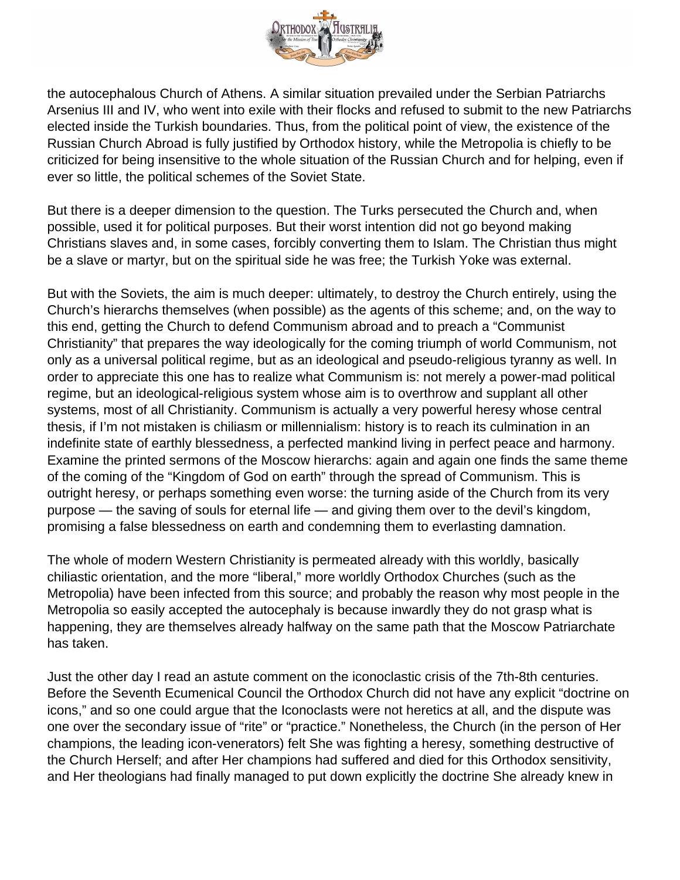the autocephalous Church of Athens. A similar situation prevailed under the Serbian Patriarchs Arsenius III and IV, who went into exile with their flocks and refused to submit to the new Patriarchs elected inside the Turkish boundaries. Thus, from the political point of view, the existence of the Russian Church Abroad is fully justified by Orthodox history, while the Metropolia is chiefly to be criticized for being insensitive to the whole situation of the Russian Church and for helping, even if ever so little, the political schemes of the Soviet State.

But there is a deeper dimension to the question. The Turks persecuted the Church and, when possible, used it for political purposes. But their worst intention did not go beyond making Christians slaves and, in some cases, forcibly converting them to Islam. The Christian thus might be a slave or martyr, but on the spiritual side he was free; the Turkish Yoke was external.

But with the Soviets, the aim is much deeper: ultimately, to destroy the Church entirely, using the Church's hierarchs themselves (when possible) as the agents of this scheme; and, on the way to this end, getting the Church to defend Communism abroad and to preach a "Communist Christianity" that prepares the way ideologically for the coming triumph of world Communism, not only as a universal political regime, but as an ideological and pseudo-religious tyranny as well. In order to appreciate this one has to realize what Communism is: not merely a power-mad political regime, but an ideological-religious system whose aim is to overthrow and supplant all other systems, most of all Christianity. Communism is actually a very powerful heresy whose central thesis, if I'm not mistaken is chiliasm or millennialism: history is to reach its culmination in an indefinite state of earthly blessedness, a perfected mankind living in perfect peace and harmony. Examine the printed sermons of the Moscow hierarchs: again and again one finds the same theme of the coming of the "Kingdom of God on earth" through the spread of Communism. This is outright heresy, or perhaps something even worse: the turning aside of the Church from its very purpose — the saving of souls for eternal life — and giving them over to the devil's kingdom, promising a false blessedness on earth and condemning them to everlasting damnation.

The whole of modern Western Christianity is permeated already with this worldly, basically chiliastic orientation, and the more "liberal," more worldly Orthodox Churches (such as the Metropolia) have been infected from this source; and probably the reason why most people in the Metropolia so easily accepted the autocephaly is because inwardly they do not grasp what is happening, they are themselves already halfway on the same path that the Moscow Patriarchate has taken.

Just the other day I read an astute comment on the iconoclastic crisis of the 7th-8th centuries. Before the Seventh Ecumenical Council the Orthodox Church did not have any explicit "doctrine on icons," and so one could argue that the Iconoclasts were not heretics at all, and the dispute was one over the secondary issue of "rite" or "practice." Nonetheless, the Church (in the person of Her champions, the leading icon-venerators) felt She was fighting a heresy, something destructive of the Church Herself; and after Her champions had suffered and died for this Orthodox sensitivity, and Her theologians had finally managed to put down explicitly the doctrine She already knew in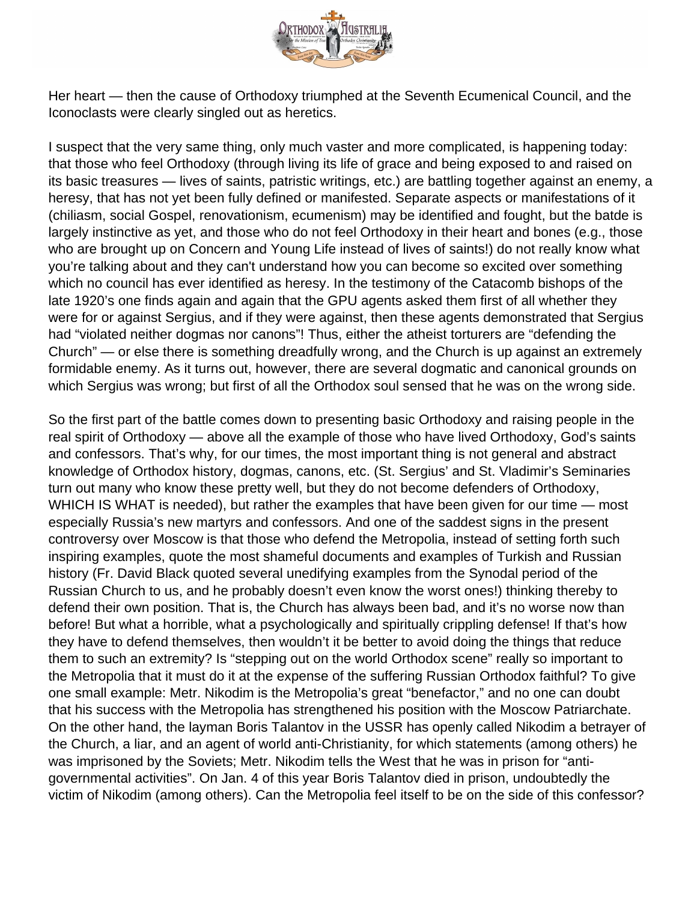Her heart — then the cause of Orthodoxy triumphed at the Seventh Ecumenical Council, and the Iconoclasts were clearly singled out as heretics.

I suspect that the very same thing, only much vaster and more complicated, is happening today: that those who feel Orthodoxy (through living its life of grace and being exposed to and raised on its basic treasures — lives of saints, patristic writings, etc.) are battling together against an enemy, a heresy, that has not yet been fully defined or manifested. Separate aspects or manifestations of it (chiliasm, social Gospel, renovationism, ecumenism) may be identified and fought, but the batde is largely instinctive as yet, and those who do not feel Orthodoxy in their heart and bones (e.g., those who are brought up on Concern and Young Life instead of lives of saints!) do not really know what you're talking about and they can't understand how you can become so excited over something which no council has ever identified as heresy. In the testimony of the Catacomb bishops of the late 1920's one finds again and again that the GPU agents asked them first of all whether they were for or against Sergius, and if they were against, then these agents demonstrated that Sergius had "violated neither dogmas nor canons"! Thus, either the atheist torturers are "defending the Church" — or else there is something dreadfully wrong, and the Church is up against an extremely formidable enemy. As it turns out, however, there are several dogmatic and canonical grounds on which Sergius was wrong; but first of all the Orthodox soul sensed that he was on the wrong side.

So the first part of the battle comes down to presenting basic Orthodoxy and raising people in the real spirit of Orthodoxy — above all the example of those who have lived Orthodoxy, God's saints and confessors. That's why, for our times, the most important thing is not general and abstract knowledge of Orthodox history, dogmas, canons, etc. (St. Sergius' and St. Vladimir's Seminaries turn out many who know these pretty well, but they do not become defenders of Orthodoxy, WHICH IS WHAT is needed), but rather the examples that have been given for our time — most especially Russia's new martyrs and confessors. And one of the saddest signs in the present controversy over Moscow is that those who defend the Metropolia, instead of setting forth such inspiring examples, quote the most shameful documents and examples of Turkish and Russian history (Fr. David Black quoted several unedifying examples from the Synodal period of the Russian Church to us, and he probably doesn't even know the worst ones!) thinking thereby to defend their own position. That is, the Church has always been bad, and it's no worse now than before! But what a horrible, what a psychologically and spiritually crippling defense! If that's how they have to defend themselves, then wouldn't it be better to avoid doing the things that reduce them to such an extremity? Is "stepping out on the world Orthodox scene" really so important to the Metropolia that it must do it at the expense of the suffering Russian Orthodox faithful? To give one small example: Metr. Nikodim is the Metropolia's great "benefactor," and no one can doubt that his success with the Metropolia has strengthened his position with the Moscow Patriarchate. On the other hand, the layman Boris Talantov in the USSR has openly called Nikodim a betrayer of the Church, a liar, and an agent of world anti-Christianity, for which statements (among others) he was imprisoned by the Soviets; Metr. Nikodim tells the West that he was in prison for "anti-governmental activities". On Jan. 4 of this year Boris Talantov died in prison, undoubtedly the victim of Nikodim (among others). Can the Metropolia feel itself to be on the side of this confessor?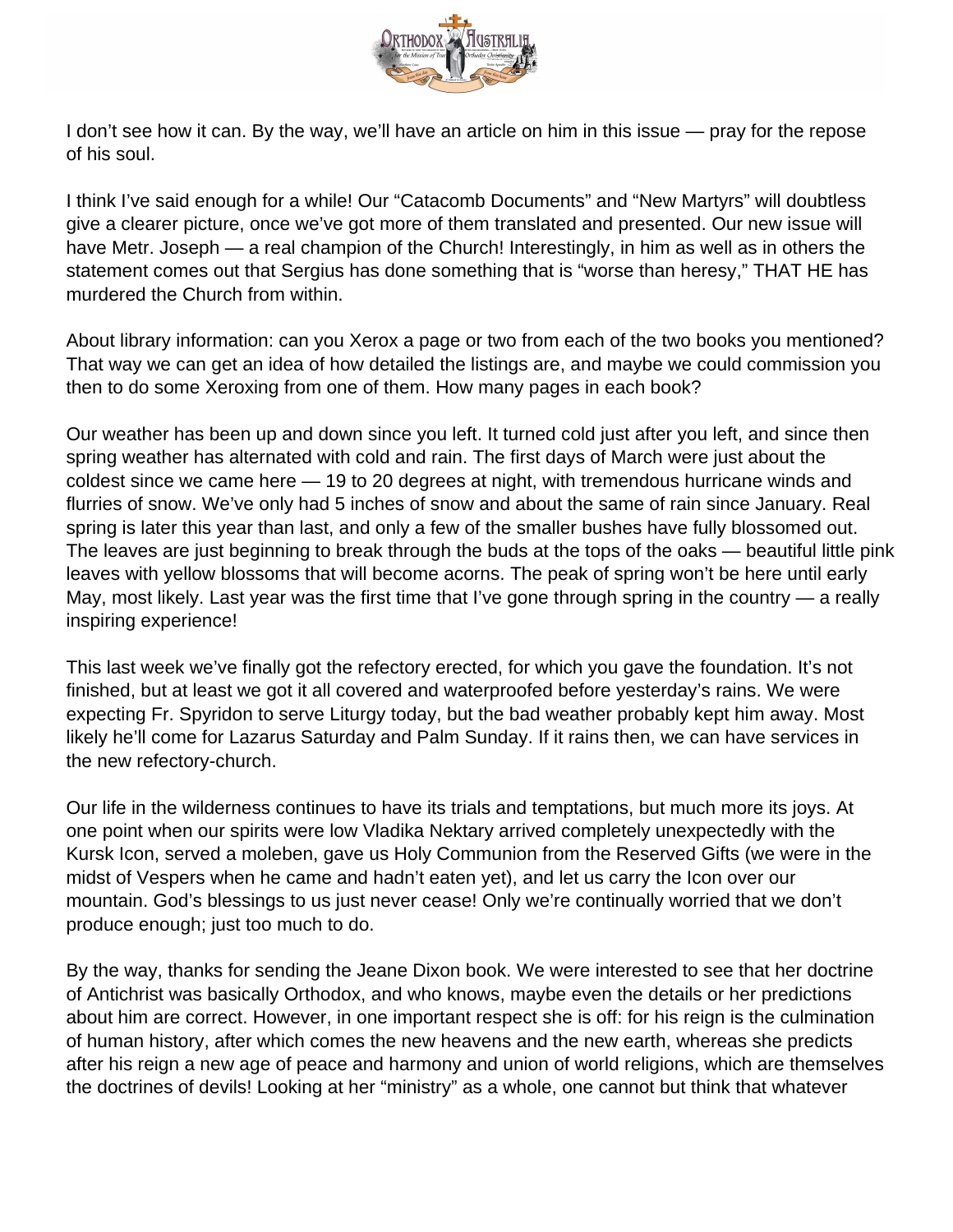I don't see how it can. By the way, we'll have an article on him in this issue — pray for the repose of his soul.

I think I've said enough for a while! Our "Catacomb Documents" and "New Martyrs" will doubtless give a clearer picture, once we've got more of them translated and presented. Our new issue will have Metr. Joseph — a real champion of the Church! Interestingly, in him as well as in others the statement comes out that Sergius has done something that is "worse than heresy," THAT HE has murdered the Church from within.

About library information: can you Xerox a page or two from each of the two books you mentioned? That way we can get an idea of how detailed the listings are, and maybe we could commission you then to do some Xeroxing from one of them. How many pages in each book?

Our weather has been up and down since you left. It turned cold just after you left, and since then spring weather has alternated with cold and rain. The first days of March were just about the coldest since we came here — 19 to 20 degrees at night, with tremendous hurricane winds and flurries of snow. We've only had 5 inches of snow and about the same of rain since January. Real spring is later this year than last, and only a few of the smaller bushes have fully blossomed out. The leaves are just beginning to break through the buds at the tops of the oaks — beautiful little pink leaves with yellow blossoms that will become acorns. The peak of spring won't be here until early May, most likely. Last year was the first time that I've gone through spring in the country — a really inspiring experience!

This last week we've finally got the refectory erected, for which you gave the foundation. It's not finished, but at least we got it all covered and waterproofed before yesterday's rains. We were expecting Fr. Spyridon to serve Liturgy today, but the bad weather probably kept him away. Most likely he'll come for Lazarus Saturday and Palm Sunday. If it rains then, we can have services in the new refectory-church.

Our life in the wilderness continues to have its trials and temptations, but much more its joys. At one point when our spirits were low Vladika Nektary arrived completely unexpectedly with the Kursk Icon, served a moleben, gave us Holy Communion from the Reserved Gifts (we were in the midst of Vespers when he came and hadn't eaten yet), and let us carry the Icon over our mountain. God's blessings to us just never cease! Only we're continually worried that we don't produce enough; just too much to do.

By the way, thanks for sending the Jeane Dixon book. We were interested to see that her doctrine of Antichrist was basically Orthodox, and who knows, maybe even the details or her predictions about him are correct. However, in one important respect she is off: for his reign is the culmination of human history, after which comes the new heavens and the new earth, whereas she predicts after his reign a new age of peace and harmony and union of world religions, which are themselves the doctrines of devils! Looking at her "ministry" as a whole, one cannot but think that whatever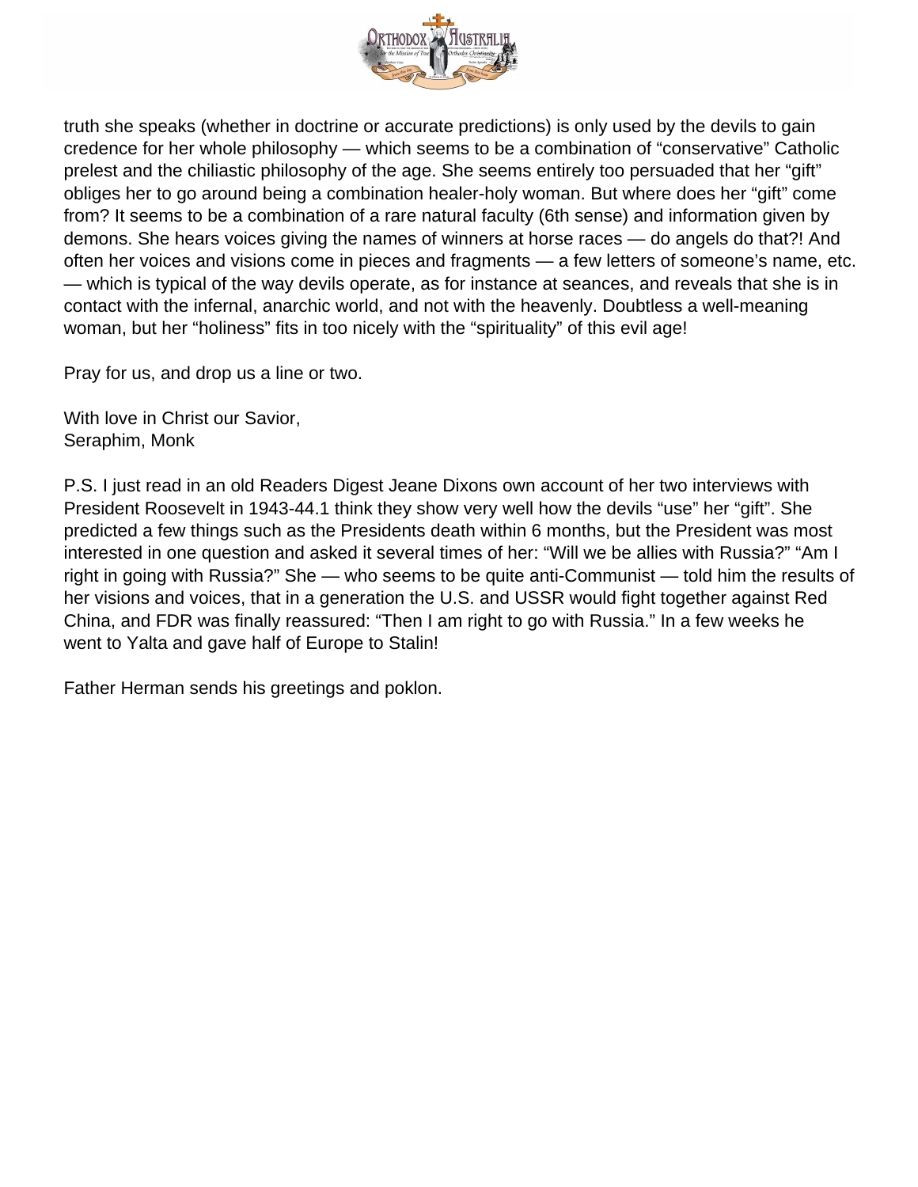truth she speaks (whether in doctrine or accurate predictions) is only used by the devils to gain credence for her whole philosophy — which seems to be a combination of “conservative” Catholic prelest and the chiliastic philosophy of the age. She seems entirely too persuaded that her “gift” obliges her to go around being a combination healer-holy woman. But where does her “gift” come from? It seems to be a combination of a rare natural faculty (6th sense) and information given by demons. She hears voices giving the names of winners at horse races — do angels do that?! And often her voices and visions come in pieces and fragments — a few letters of someone’s name, etc. — which is typical of the way devils operate, as for instance at seances, and reveals that she is in contact with the infernal, anarchic world, and not with the heavenly. Doubtless a well-meaning woman, but her “holiness” fits in too nicely with the “spirituality” of this evil age!

Pray for us, and drop us a line or two.

With love in Christ our Savior,
Seraphim, Monk

P.S. I just read in an old Readers Digest Jeane Dixons own account of her two interviews with President Roosevelt in 1943-44.1 think they show very well how the devils “use” her “gift”. She predicted a few things such as the Presidents death within 6 months, but the President was most interested in one question and asked it several times of her: “Will we be allies with Russia?” “Am I right in going with Russia?” She — who seems to be quite anti-Communist — told him the results of her visions and voices, that in a generation the U.S. and USSR would fight together against Red China, and FDR was finally reassured: “Then I am right to go with Russia.” In a few weeks he went to Yalta and gave half of Europe to Stalin!

Father Herman sends his greetings and poklon.